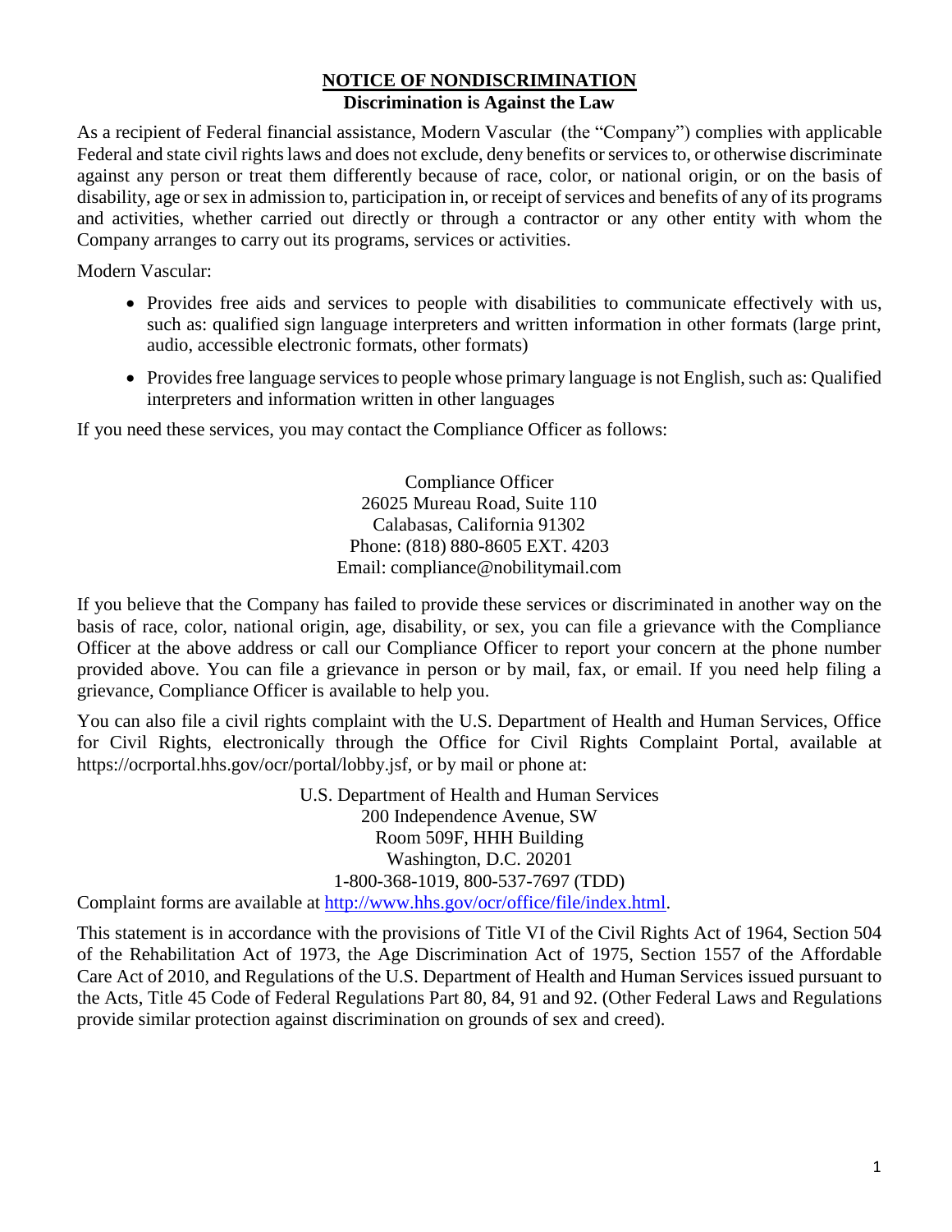# NOTICE OF NONDISCRIMINATION

**Discrimination is Against the Law**

As a recipient of Federal financial assistance, Modern Vascular (the "Company") complies with applicable Federal and state civil rights laws and does not exclude, deny benefits or services to, or otherwise discriminate against any person or treat them differently because of race, color, or national origin, or on the basis of disability, age or sex in admission to, participation in, or receipt of services and benefits of any of its programs and activities, whether carried out directly or through a contractor or any other entity with whom the Company arranges to carry out its programs, services or activities.

Modern Vascular:

- Provides free aids and services to people with disabilities to communicate effectively with us, such as: qualified sign language interpreters and written information in other formats (large print, audio, accessible electronic formats, other formats)
- Provides free language services to people whose primary language is not English, such as: Qualified interpreters and information written in other languages

If you need these services, you may contact the Compliance Officer as follows:

Compliance Officer
26025 Mureau Road, Suite 110
Calabasas, California 91302
Phone: (818) 880-8605 EXT. 4203
Email: compliance@nobilitymail.com

If you believe that the Company has failed to provide these services or discriminated in another way on the basis of race, color, national origin, age, disability, or sex, you can file a grievance with the Compliance Officer at the above address or call our Compliance Officer to report your concern at the phone number provided above. You can file a grievance in person or by mail, fax, or email. If you need help filing a grievance, Compliance Officer is available to help you.

You can also file a civil rights complaint with the U.S. Department of Health and Human Services, Office for Civil Rights, electronically through the Office for Civil Rights Complaint Portal, available at https://ocrportal.hhs.gov/ocr/portal/lobby.jsf, or by mail or phone at:

U.S. Department of Health and Human Services
200 Independence Avenue, SW
Room 509F, HHH Building
Washington, D.C. 20201
1-800-368-1019, 800-537-7697 (TDD)

Complaint forms are available at http://www.hhs.gov/ocr/office/file/index.html.

This statement is in accordance with the provisions of Title VI of the Civil Rights Act of 1964, Section 504 of the Rehabilitation Act of 1973, the Age Discrimination Act of 1975, Section 1557 of the Affordable Care Act of 2010, and Regulations of the U.S. Department of Health and Human Services issued pursuant to the Acts, Title 45 Code of Federal Regulations Part 80, 84, 91 and 92. (Other Federal Laws and Regulations provide similar protection against discrimination on grounds of sex and creed).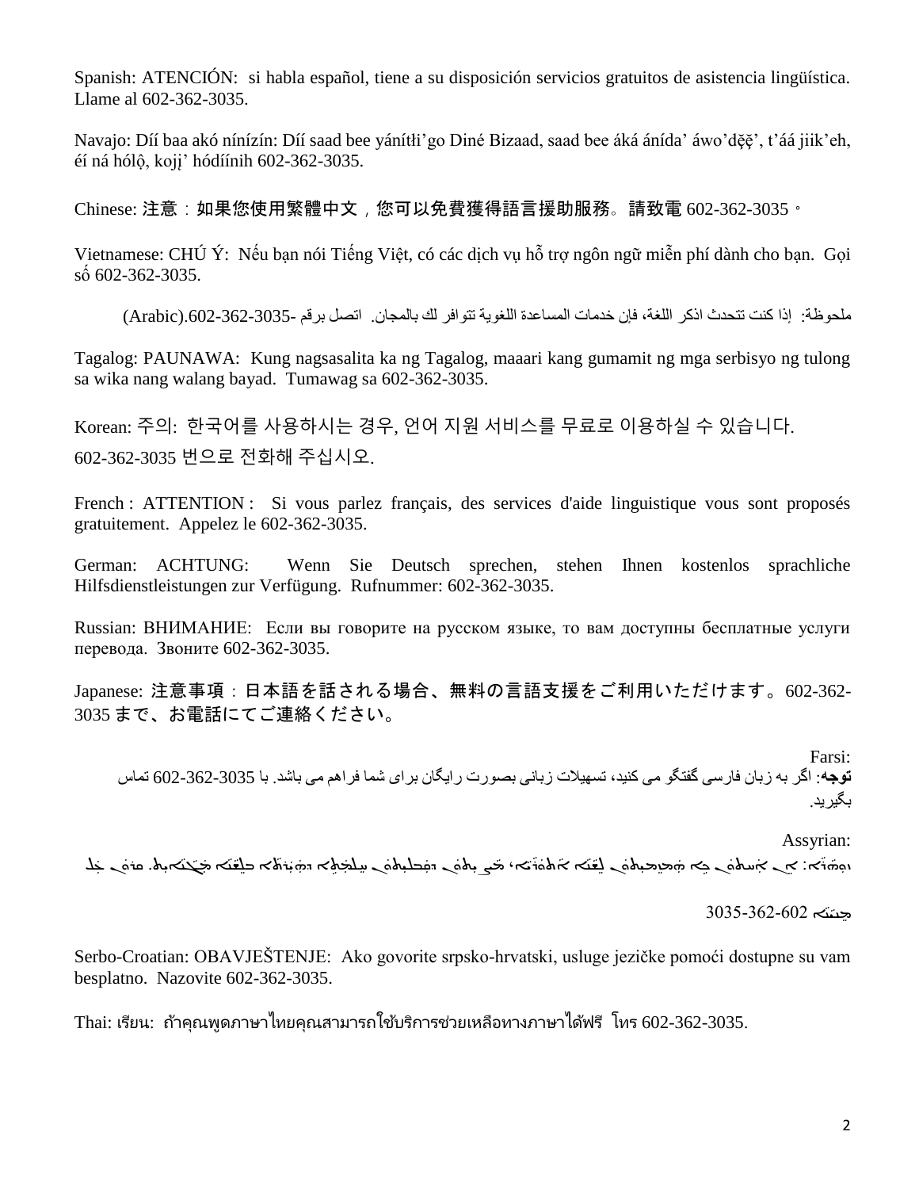Spanish: ATENCIÓN: si habla español, tiene a su disposición servicios gratuitos de asistencia lingüística. Llame al 602-362-3035.

Navajo: Díí baa akó nínízín: Díí saad bee yáníłti'go Diné Bizaad, saad bee áká ánída' áwo'dę̨́ę̨', t'áá jiik'eh, éí ná hóló̧, koj̨į' hódíínih 602-362-3035.

Chinese: 注意：如果您使用繁體中文，您可以免費獲得語言援助服務。請致電 602-362-3035。

Vietnamese: CHÚ Ý: Nếu bạn nói Tiếng Việt, có các dịch vụ hỗ trợ ngôn ngữ miễn phí dành cho bạn. Gọi số 602-362-3035.

ملحوظة: إذا كنت تتحدث اذكر اللغة، فإن خدمات المساعدة اللغوية تتوافر لك بالمجان. اتصل برقم 3035-362-602.(Arabic)

Tagalog: PAUNAWA: Kung nagsasalita ka ng Tagalog, maaari kang gumamit ng mga serbisyo ng tulong sa wika nang walang bayad. Tumawag sa 602-362-3035.

Korean: 주의: 한국어를 사용하시는 경우, 언어 지원 서비스를 무료로 이용하실 수 있습니다. 602-362-3035 번으로 전화해 주십시오.

French : ATTENTION : Si vous parlez français, des services d'aide linguistique vous sont proposés gratuitement. Appelez le 602-362-3035.

German: ACHTUNG: Wenn Sie Deutsch sprechen, stehen Ihnen kostenlos sprachliche Hilfsdienstleistungen zur Verfügung. Rufnummer: 602-362-3035.

Russian: ВНИМАНИЕ: Если вы говорите на русском языке, то вам доступны бесплатные услуги перевода. Звоните 602-362-3035.

Japanese: 注意事項：日本語を話される場合、無料の言語支援をご利用いただけます。602-362-3035 まで、お電話にてご連絡ください。

Farsi:
**توجه**: اگر به زبان فارسی گفتگو می کنید، تسهیلات زبانی بصورت رایگان برای شما فراهم می باشد. با 3035-362-602 تماس بگیرید.

Assyrian:
ܙܘܗܪܐ: ܐܢ ܐܢܬ ܡܡܠܠܬ ܠܫܢܐ ܐܬܘܪܝܐ، ܟܐ ܐܬܝܐ ܬܚܝܬ ܐܝܕܟ ܚܠܡܬ ܕܗܝܪܬܐ ܒܠܫܢܐ ܡܓܢܐܝܬ. ܩܪܝ ܥܠ

ܡܢܝܢܐ 3035-362-602

Serbo-Croatian: OBAVJEŠTENJE: Ako govorite srpsko-hrvatski, usluge jezičke pomoći dostupne su vam besplatno. Nazovite 602-362-3035.

Thai: เรียน: ถ้าคุณพูดภาษาไทยคุณสามารถใช้บริการช่วยเหลือทางภาษาได้ฟรี โทร 602-362-3035.